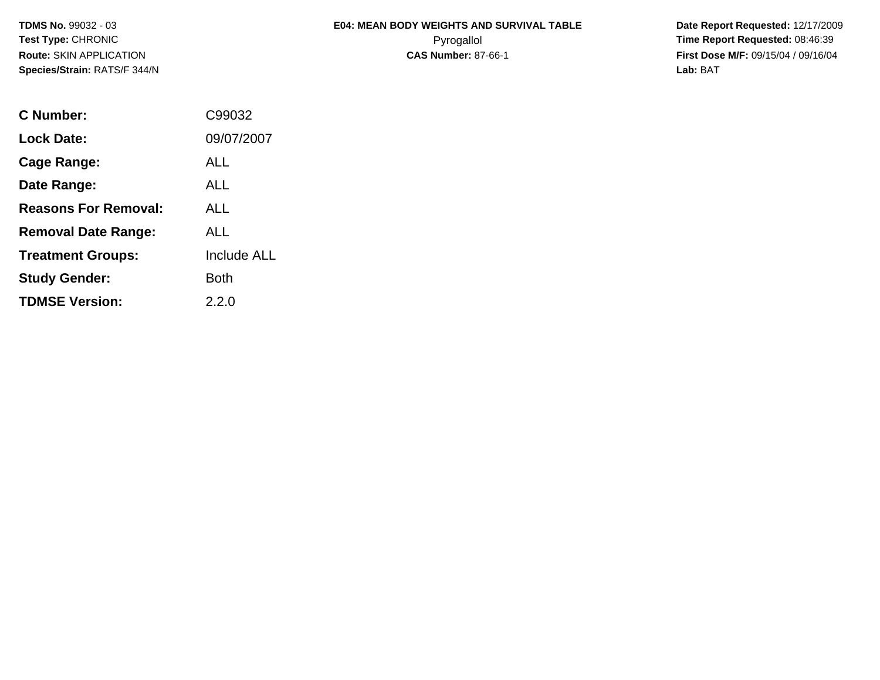**TDMS No.** 99032 - 03
**Test Type:** CHRONIC
**Route:** SKIN APPLICATION
**Species/Strain:** RATS/F 344/N

**E04: MEAN BODY WEIGHTS AND SURVIVAL TABLE**
Pyrogallol
**CAS Number:** 87-66-1

**Date Report Requested:** 12/17/2009
**Time Report Requested:** 08:46:39
**First Dose M/F:** 09/15/04 / 09/16/04
**Lab:** BAT

| | |
|---|---|
| **C Number:** | C99032 |
| **Lock Date:** | 09/07/2007 |
| **Cage Range:** | ALL |
| **Date Range:** | ALL |
| **Reasons For Removal:** | ALL |
| **Removal Date Range:** | ALL |
| **Treatment Groups:** | Include ALL |
| **Study Gender:** | Both |
| **TDMSE Version:** | 2.2.0 |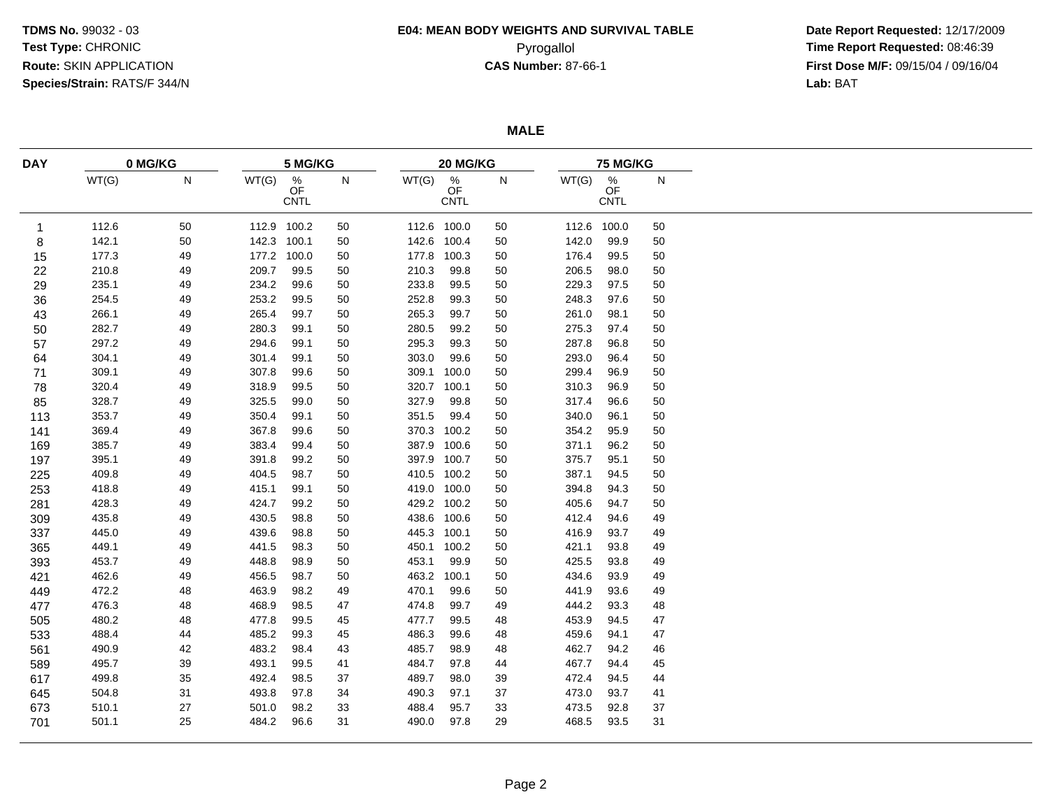**TDMS No.** 99032 - 03
**Test Type:** CHRONIC
**Route:** SKIN APPLICATION
**Species/Strain:** RATS/F 344/N

**E04: MEAN BODY WEIGHTS AND SURVIVAL TABLE**
Pyrogallol
**CAS Number:** 87-66-1

**Date Report Requested:** 12/17/2009
**Time Report Requested:** 08:46:39
**First Dose M/F:** 09/15/04 / 09/16/04
**Lab:** BAT

## MALE

| DAY | 0 MG/KG | | 5 MG/KG | | | 20 MG/KG | | | 75 MG/KG | | |
|---|---|---|---|---|---|---|---|---|---|---|---|
| | WT(G) | N | WT(G) | % OF CNTL | N | WT(G) | % OF CNTL | N | WT(G) | % OF CNTL | N |
| 1 | 112.6 | 50 | 112.9 | 100.2 | 50 | 112.6 | 100.0 | 50 | 112.6 | 100.0 | 50 |
| 8 | 142.1 | 50 | 142.3 | 100.1 | 50 | 142.6 | 100.4 | 50 | 142.0 | 99.9 | 50 |
| 15 | 177.3 | 49 | 177.2 | 100.0 | 50 | 177.8 | 100.3 | 50 | 176.4 | 99.5 | 50 |
| 22 | 210.8 | 49 | 209.7 | 99.5 | 50 | 210.3 | 99.8 | 50 | 206.5 | 98.0 | 50 |
| 29 | 235.1 | 49 | 234.2 | 99.6 | 50 | 233.8 | 99.5 | 50 | 229.3 | 97.5 | 50 |
| 36 | 254.5 | 49 | 253.2 | 99.5 | 50 | 252.8 | 99.3 | 50 | 248.3 | 97.6 | 50 |
| 43 | 266.1 | 49 | 265.4 | 99.7 | 50 | 265.3 | 99.7 | 50 | 261.0 | 98.1 | 50 |
| 50 | 282.7 | 49 | 280.3 | 99.1 | 50 | 280.5 | 99.2 | 50 | 275.3 | 97.4 | 50 |
| 57 | 297.2 | 49 | 294.6 | 99.1 | 50 | 295.3 | 99.3 | 50 | 287.8 | 96.8 | 50 |
| 64 | 304.1 | 49 | 301.4 | 99.1 | 50 | 303.0 | 99.6 | 50 | 293.0 | 96.4 | 50 |
| 71 | 309.1 | 49 | 307.8 | 99.6 | 50 | 309.1 | 100.0 | 50 | 299.4 | 96.9 | 50 |
| 78 | 320.4 | 49 | 318.9 | 99.5 | 50 | 320.7 | 100.1 | 50 | 310.3 | 96.9 | 50 |
| 85 | 328.7 | 49 | 325.5 | 99.0 | 50 | 327.9 | 99.8 | 50 | 317.4 | 96.6 | 50 |
| 113 | 353.7 | 49 | 350.4 | 99.1 | 50 | 351.5 | 99.4 | 50 | 340.0 | 96.1 | 50 |
| 141 | 369.4 | 49 | 367.8 | 99.6 | 50 | 370.3 | 100.2 | 50 | 354.2 | 95.9 | 50 |
| 169 | 385.7 | 49 | 383.4 | 99.4 | 50 | 387.9 | 100.6 | 50 | 371.1 | 96.2 | 50 |
| 197 | 395.1 | 49 | 391.8 | 99.2 | 50 | 397.9 | 100.7 | 50 | 375.7 | 95.1 | 50 |
| 225 | 409.8 | 49 | 404.5 | 98.7 | 50 | 410.5 | 100.2 | 50 | 387.1 | 94.5 | 50 |
| 253 | 418.8 | 49 | 415.1 | 99.1 | 50 | 419.0 | 100.0 | 50 | 394.8 | 94.3 | 50 |
| 281 | 428.3 | 49 | 424.7 | 99.2 | 50 | 429.2 | 100.2 | 50 | 405.6 | 94.7 | 50 |
| 309 | 435.8 | 49 | 430.5 | 98.8 | 50 | 438.6 | 100.6 | 50 | 412.4 | 94.6 | 49 |
| 337 | 445.0 | 49 | 439.6 | 98.8 | 50 | 445.3 | 100.1 | 50 | 416.9 | 93.7 | 49 |
| 365 | 449.1 | 49 | 441.5 | 98.3 | 50 | 450.1 | 100.2 | 50 | 421.1 | 93.8 | 49 |
| 393 | 453.7 | 49 | 448.8 | 98.9 | 50 | 453.1 | 99.9 | 50 | 425.5 | 93.8 | 49 |
| 421 | 462.6 | 49 | 456.5 | 98.7 | 50 | 463.2 | 100.1 | 50 | 434.6 | 93.9 | 49 |
| 449 | 472.2 | 48 | 463.9 | 98.2 | 49 | 470.1 | 99.6 | 50 | 441.9 | 93.6 | 49 |
| 477 | 476.3 | 48 | 468.9 | 98.5 | 47 | 474.8 | 99.7 | 49 | 444.2 | 93.3 | 48 |
| 505 | 480.2 | 48 | 477.8 | 99.5 | 45 | 477.7 | 99.5 | 48 | 453.9 | 94.5 | 47 |
| 533 | 488.4 | 44 | 485.2 | 99.3 | 45 | 486.3 | 99.6 | 48 | 459.6 | 94.1 | 47 |
| 561 | 490.9 | 42 | 483.2 | 98.4 | 43 | 485.7 | 98.9 | 48 | 462.7 | 94.2 | 46 |
| 589 | 495.7 | 39 | 493.1 | 99.5 | 41 | 484.7 | 97.8 | 44 | 467.7 | 94.4 | 45 |
| 617 | 499.8 | 35 | 492.4 | 98.5 | 37 | 489.7 | 98.0 | 39 | 472.4 | 94.5 | 44 |
| 645 | 504.8 | 31 | 493.8 | 97.8 | 34 | 490.3 | 97.1 | 37 | 473.0 | 93.7 | 41 |
| 673 | 510.1 | 27 | 501.0 | 98.2 | 33 | 488.4 | 95.7 | 33 | 473.5 | 92.8 | 37 |
| 701 | 501.1 | 25 | 484.2 | 96.6 | 31 | 490.0 | 97.8 | 29 | 468.5 | 93.5 | 31 |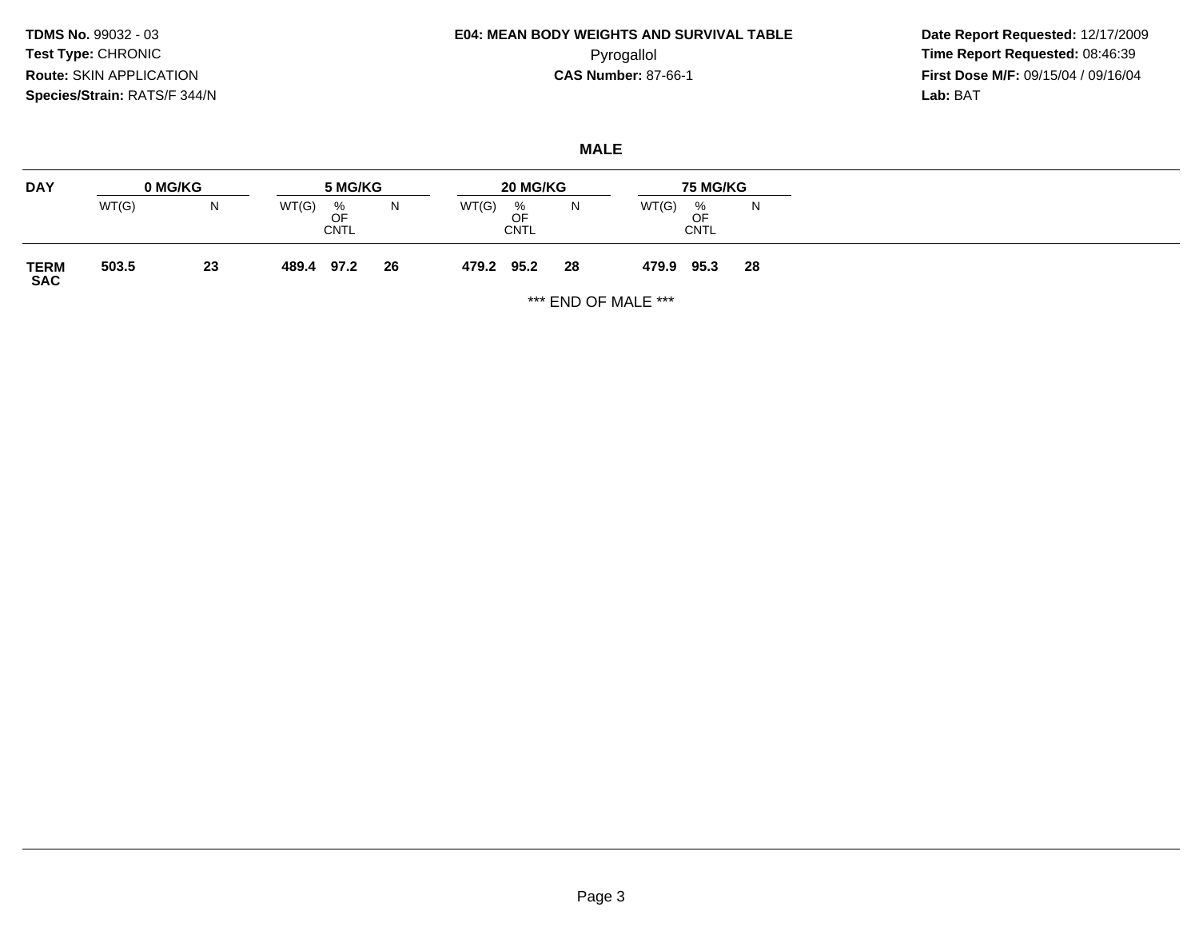**TDMS No.** 99032 - 03
**Test Type:** CHRONIC
**Route:** SKIN APPLICATION
**Species/Strain:** RATS/F 344/N

**E04: MEAN BODY WEIGHTS AND SURVIVAL TABLE**
Pyrogallol
**CAS Number:** 87-66-1

**Date Report Requested:** 12/17/2009
**Time Report Requested:** 08:46:39
**First Dose M/F:** 09/15/04 / 09/16/04
**Lab:** BAT

## MALE

| DAY | 0 MG/KG | | 5 MG/KG | | | 20 MG/KG | | | 75 MG/KG | | |
|---|---|---|---|---|---|---|---|---|---|---|---|
| | WT(G) | N | WT(G) | % OF CNTL | N | WT(G) | % OF CNTL | N | WT(G) | % OF CNTL | N |
| **TERM SAC** | **503.5** | **23** | **489.4** | **97.2** | **26** | **479.2** | **95.2** | **28** | **479.9** | **95.3** | **28** |

*** END OF MALE ***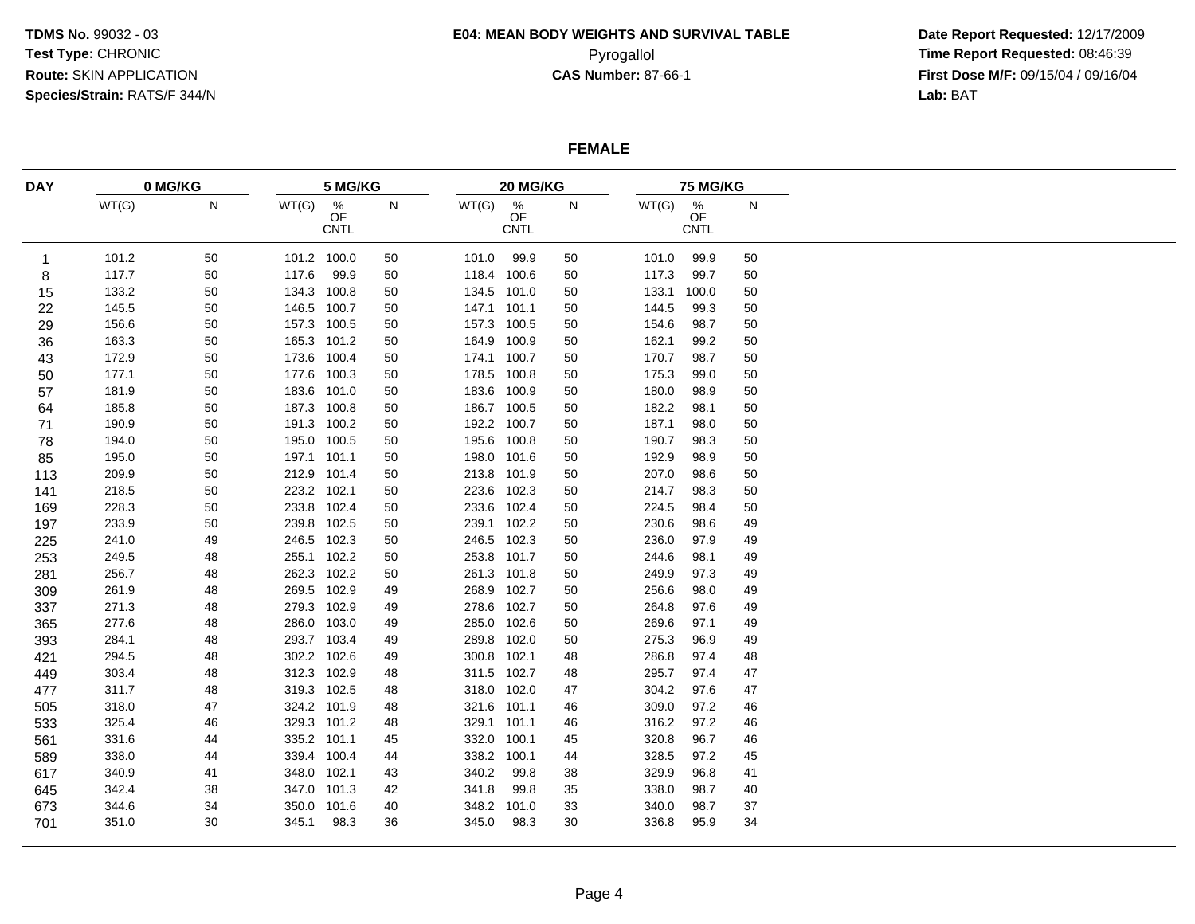**TDMS No.** 99032 - 03
**Test Type:** CHRONIC
**Route:** SKIN APPLICATION
**Species/Strain:** RATS/F 344/N

**E04: MEAN BODY WEIGHTS AND SURVIVAL TABLE**
Pyrogallol
**CAS Number:** 87-66-1

**Date Report Requested:** 12/17/2009
**Time Report Requested:** 08:46:39
**First Dose M/F:** 09/15/04 / 09/16/04
**Lab:** BAT

## FEMALE

| DAY | 0 MG/KG | | 5 MG/KG | | | 20 MG/KG | | | 75 MG/KG | | |
|---|---|---|---|---|---|---|---|---|---|---|---|
| | WT(G) | N | WT(G) | % OF CNTL | N | WT(G) | % OF CNTL | N | WT(G) | % OF CNTL | N |
| 1 | 101.2 | 50 | 101.2 | 100.0 | 50 | 101.0 | 99.9 | 50 | 101.0 | 99.9 | 50 |
| 8 | 117.7 | 50 | 117.6 | 99.9 | 50 | 118.4 | 100.6 | 50 | 117.3 | 99.7 | 50 |
| 15 | 133.2 | 50 | 134.3 | 100.8 | 50 | 134.5 | 101.0 | 50 | 133.1 | 100.0 | 50 |
| 22 | 145.5 | 50 | 146.5 | 100.7 | 50 | 147.1 | 101.1 | 50 | 144.5 | 99.3 | 50 |
| 29 | 156.6 | 50 | 157.3 | 100.5 | 50 | 157.3 | 100.5 | 50 | 154.6 | 98.7 | 50 |
| 36 | 163.3 | 50 | 165.3 | 101.2 | 50 | 164.9 | 100.9 | 50 | 162.1 | 99.2 | 50 |
| 43 | 172.9 | 50 | 173.6 | 100.4 | 50 | 174.1 | 100.7 | 50 | 170.7 | 98.7 | 50 |
| 50 | 177.1 | 50 | 177.6 | 100.3 | 50 | 178.5 | 100.8 | 50 | 175.3 | 99.0 | 50 |
| 57 | 181.9 | 50 | 183.6 | 101.0 | 50 | 183.6 | 100.9 | 50 | 180.0 | 98.9 | 50 |
| 64 | 185.8 | 50 | 187.3 | 100.8 | 50 | 186.7 | 100.5 | 50 | 182.2 | 98.1 | 50 |
| 71 | 190.9 | 50 | 191.3 | 100.2 | 50 | 192.2 | 100.7 | 50 | 187.1 | 98.0 | 50 |
| 78 | 194.0 | 50 | 195.0 | 100.5 | 50 | 195.6 | 100.8 | 50 | 190.7 | 98.3 | 50 |
| 85 | 195.0 | 50 | 197.1 | 101.1 | 50 | 198.0 | 101.6 | 50 | 192.9 | 98.9 | 50 |
| 113 | 209.9 | 50 | 212.9 | 101.4 | 50 | 213.8 | 101.9 | 50 | 207.0 | 98.6 | 50 |
| 141 | 218.5 | 50 | 223.2 | 102.1 | 50 | 223.6 | 102.3 | 50 | 214.7 | 98.3 | 50 |
| 169 | 228.3 | 50 | 233.8 | 102.4 | 50 | 233.6 | 102.4 | 50 | 224.5 | 98.4 | 50 |
| 197 | 233.9 | 50 | 239.8 | 102.5 | 50 | 239.1 | 102.2 | 50 | 230.6 | 98.6 | 49 |
| 225 | 241.0 | 49 | 246.5 | 102.3 | 50 | 246.5 | 102.3 | 50 | 236.0 | 97.9 | 49 |
| 253 | 249.5 | 48 | 255.1 | 102.2 | 50 | 253.8 | 101.7 | 50 | 244.6 | 98.1 | 49 |
| 281 | 256.7 | 48 | 262.3 | 102.2 | 50 | 261.3 | 101.8 | 50 | 249.9 | 97.3 | 49 |
| 309 | 261.9 | 48 | 269.5 | 102.9 | 49 | 268.9 | 102.7 | 50 | 256.6 | 98.0 | 49 |
| 337 | 271.3 | 48 | 279.3 | 102.9 | 49 | 278.6 | 102.7 | 50 | 264.8 | 97.6 | 49 |
| 365 | 277.6 | 48 | 286.0 | 103.0 | 49 | 285.0 | 102.6 | 50 | 269.6 | 97.1 | 49 |
| 393 | 284.1 | 48 | 293.7 | 103.4 | 49 | 289.8 | 102.0 | 50 | 275.3 | 96.9 | 49 |
| 421 | 294.5 | 48 | 302.2 | 102.6 | 49 | 300.8 | 102.1 | 48 | 286.8 | 97.4 | 48 |
| 449 | 303.4 | 48 | 312.3 | 102.9 | 48 | 311.5 | 102.7 | 48 | 295.7 | 97.4 | 47 |
| 477 | 311.7 | 48 | 319.3 | 102.5 | 48 | 318.0 | 102.0 | 47 | 304.2 | 97.6 | 47 |
| 505 | 318.0 | 47 | 324.2 | 101.9 | 48 | 321.6 | 101.1 | 46 | 309.0 | 97.2 | 46 |
| 533 | 325.4 | 46 | 329.3 | 101.2 | 48 | 329.1 | 101.1 | 46 | 316.2 | 97.2 | 46 |
| 561 | 331.6 | 44 | 335.2 | 101.1 | 45 | 332.0 | 100.1 | 45 | 320.8 | 96.7 | 46 |
| 589 | 338.0 | 44 | 339.4 | 100.4 | 44 | 338.2 | 100.1 | 44 | 328.5 | 97.2 | 45 |
| 617 | 340.9 | 41 | 348.0 | 102.1 | 43 | 340.2 | 99.8 | 38 | 329.9 | 96.8 | 41 |
| 645 | 342.4 | 38 | 347.0 | 101.3 | 42 | 341.8 | 99.8 | 35 | 338.0 | 98.7 | 40 |
| 673 | 344.6 | 34 | 350.0 | 101.6 | 40 | 348.2 | 101.0 | 33 | 340.0 | 98.7 | 37 |
| 701 | 351.0 | 30 | 345.1 | 98.3 | 36 | 345.0 | 98.3 | 30 | 336.8 | 95.9 | 34 |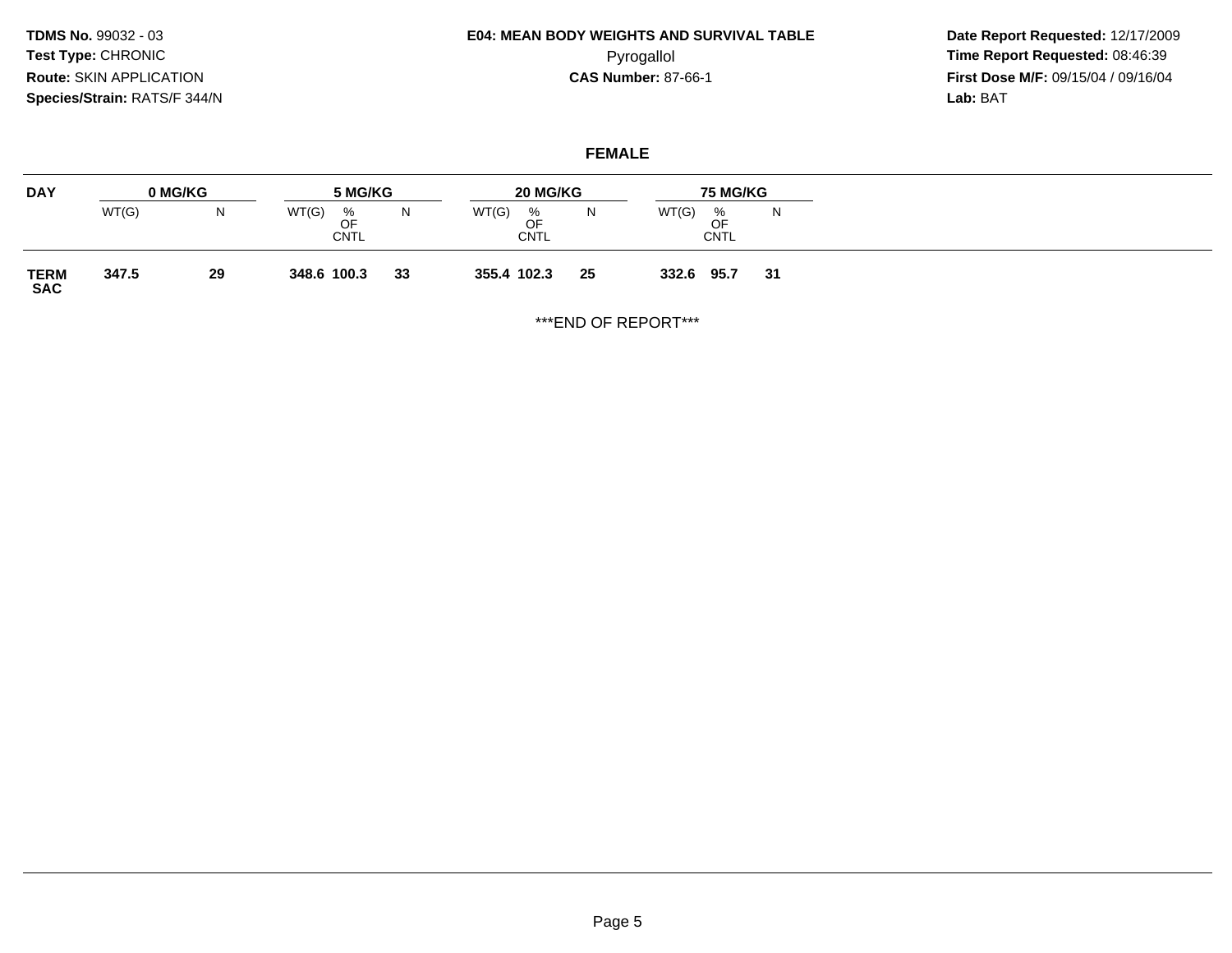**TDMS No.** 99032 - 03
**Test Type:** CHRONIC
**Route:** SKIN APPLICATION
**Species/Strain:** RATS/F 344/N

**E04: MEAN BODY WEIGHTS AND SURVIVAL TABLE**
Pyrogallol
**CAS Number:** 87-66-1

**Date Report Requested:** 12/17/2009
**Time Report Requested:** 08:46:39
**First Dose M/F:** 09/15/04 / 09/16/04
**Lab:** BAT

## FEMALE

| DAY | 0 MG/KG | | 5 MG/KG | | | 20 MG/KG | | | 75 MG/KG | | |
|---|---|---|---|---|---|---|---|---|---|---|---|
| | WT(G) | N | WT(G) | % OF CNTL | N | WT(G) | % OF CNTL | N | WT(G) | % OF CNTL | N |
| **TERM SAC** | **347.5** | **29** | **348.6** | **100.3** | **33** | **355.4** | **102.3** | **25** | **332.6** | **95.7** | **31** |

***END OF REPORT***